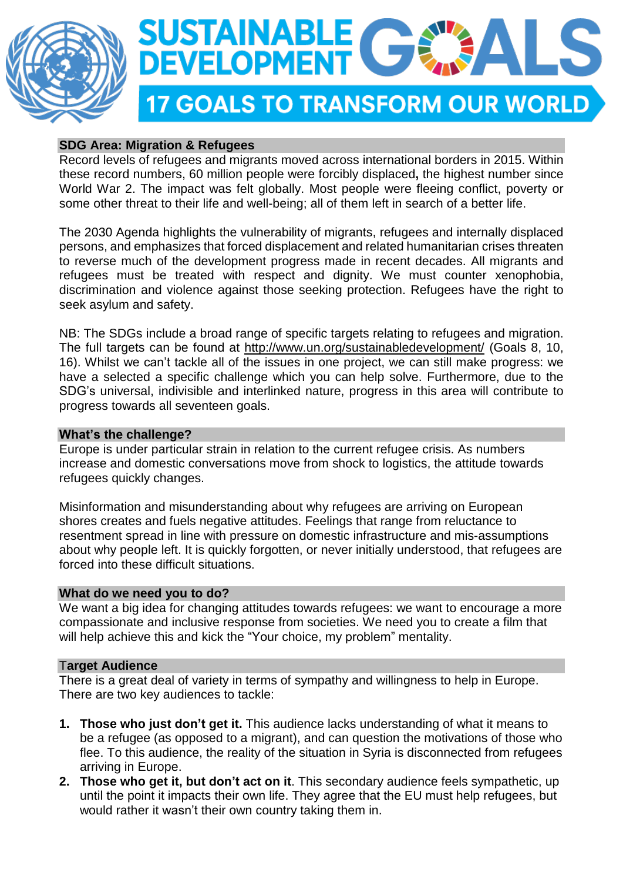# SUSTAINABLE DEVELOPMENT GOALS

## 17 GOALS TO TRANSFORM OUR WORLD

### SDG Area: Migration & Refugees

Record levels of refugees and migrants moved across international borders in 2015. Within these record numbers, 60 million people were forcibly displaced**,** the highest number since World War 2. The impact was felt globally. Most people were fleeing conflict, poverty or some other threat to their life and well-being; all of them left in search of a better life.

The 2030 Agenda highlights the vulnerability of migrants, refugees and internally displaced persons, and emphasizes that forced displacement and related humanitarian crises threaten to reverse much of the development progress made in recent decades. All migrants and refugees must be treated with respect and dignity. We must counter xenophobia, discrimination and violence against those seeking protection. Refugees have the right to seek asylum and safety.

NB: The SDGs include a broad range of specific targets relating to refugees and migration. The full targets can be found at http://www.un.org/sustainabledevelopment/ (Goals 8, 10, 16). Whilst we can't tackle all of the issues in one project, we can still make progress: we have a selected a specific challenge which you can help solve. Furthermore, due to the SDG's universal, indivisible and interlinked nature, progress in this area will contribute to progress towards all seventeen goals.

### What's the challenge?

Europe is under particular strain in relation to the current refugee crisis. As numbers increase and domestic conversations move from shock to logistics, the attitude towards refugees quickly changes.

Misinformation and misunderstanding about why refugees are arriving on European shores creates and fuels negative attitudes. Feelings that range from reluctance to resentment spread in line with pressure on domestic infrastructure and mis-assumptions about why people left. It is quickly forgotten, or never initially understood, that refugees are forced into these difficult situations.

### What do we need you to do?

We want a big idea for changing attitudes towards refugees: we want to encourage a more compassionate and inclusive response from societies. We need you to create a film that will help achieve this and kick the "Your choice, my problem" mentality.

### Target Audience

There is a great deal of variety in terms of sympathy and willingness to help in Europe. There are two key audiences to tackle:

1. **Those who just don't get it.** This audience lacks understanding of what it means to be a refugee (as opposed to a migrant), and can question the motivations of those who flee. To this audience, the reality of the situation in Syria is disconnected from refugees arriving in Europe.
2. **Those who get it, but don't act on it**. This secondary audience feels sympathetic, up until the point it impacts their own life. They agree that the EU must help refugees, but would rather it wasn't their own country taking them in.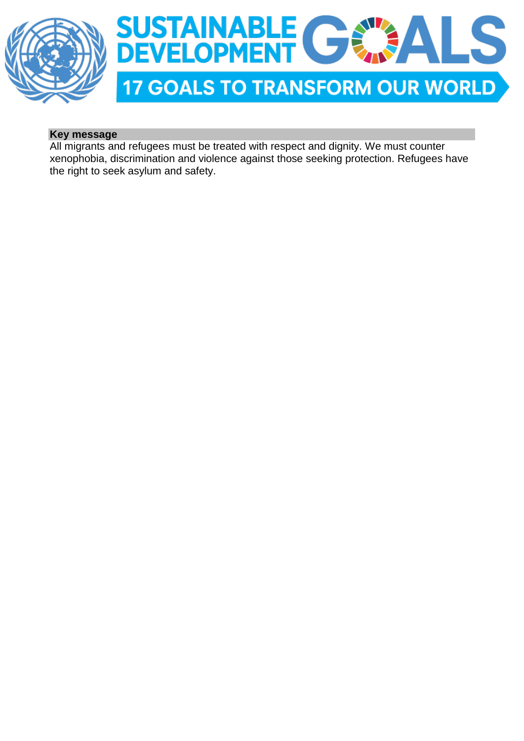**Key message**

All migrants and refugees must be treated with respect and dignity. We must counter xenophobia, discrimination and violence against those seeking protection. Refugees have the right to seek asylum and safety.